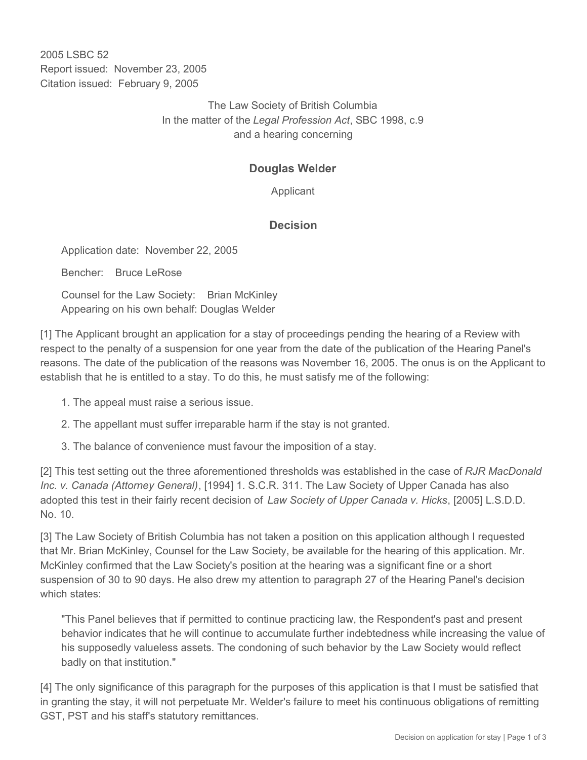2005 LSBC 52
Report issued: November 23, 2005
Citation issued: February 9, 2005

The Law Society of British Columbia
In the matter of the *Legal Profession Act*, SBC 1998, c.9
and a hearing concerning

## Douglas Welder

Applicant

## Decision

Application date: November 22, 2005

Bencher: Bruce LeRose

Counsel for the Law Society: Brian McKinley
Appearing on his own behalf: Douglas Welder

[1] The Applicant brought an application for a stay of proceedings pending the hearing of a Review with respect to the penalty of a suspension for one year from the date of the publication of the Hearing Panel's reasons. The date of the publication of the reasons was November 16, 2005. The onus is on the Applicant to establish that he is entitled to a stay. To do this, he must satisfy me of the following:

1. The appeal must raise a serious issue.
2. The appellant must suffer irreparable harm if the stay is not granted.
3. The balance of convenience must favour the imposition of a stay.

[2] This test setting out the three aforementioned thresholds was established in the case of *RJR MacDonald Inc. v. Canada (Attorney General)*, [1994] 1. S.C.R. 311. The Law Society of Upper Canada has also adopted this test in their fairly recent decision of *Law Society of Upper Canada v. Hicks*, [2005] L.S.D.D. No. 10.

[3] The Law Society of British Columbia has not taken a position on this application although I requested that Mr. Brian McKinley, Counsel for the Law Society, be available for the hearing of this application. Mr. McKinley confirmed that the Law Society's position at the hearing was a significant fine or a short suspension of 30 to 90 days. He also drew my attention to paragraph 27 of the Hearing Panel's decision which states:

> "This Panel believes that if permitted to continue practicing law, the Respondent's past and present behavior indicates that he will continue to accumulate further indebtedness while increasing the value of his supposedly valueless assets. The condoning of such behavior by the Law Society would reflect badly on that institution."

[4] The only significance of this paragraph for the purposes of this application is that I must be satisfied that in granting the stay, it will not perpetuate Mr. Welder's failure to meet his continuous obligations of remitting GST, PST and his staff's statutory remittances.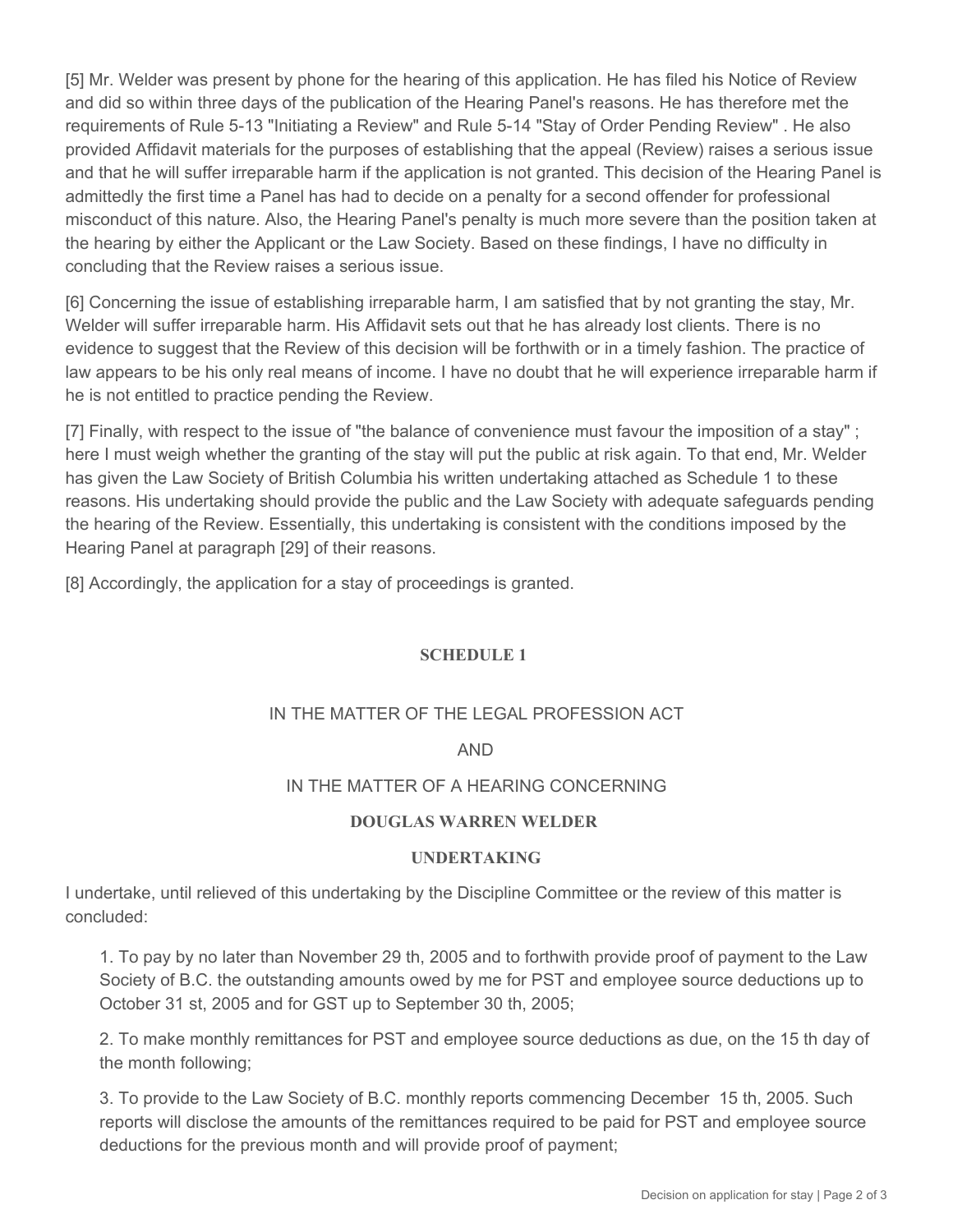[5] Mr. Welder was present by phone for the hearing of this application. He has filed his Notice of Review and did so within three days of the publication of the Hearing Panel's reasons. He has therefore met the requirements of Rule 5-13 "Initiating a Review" and Rule 5-14 "Stay of Order Pending Review" . He also provided Affidavit materials for the purposes of establishing that the appeal (Review) raises a serious issue and that he will suffer irreparable harm if the application is not granted. This decision of the Hearing Panel is admittedly the first time a Panel has had to decide on a penalty for a second offender for professional misconduct of this nature. Also, the Hearing Panel's penalty is much more severe than the position taken at the hearing by either the Applicant or the Law Society. Based on these findings, I have no difficulty in concluding that the Review raises a serious issue.

[6] Concerning the issue of establishing irreparable harm, I am satisfied that by not granting the stay, Mr. Welder will suffer irreparable harm. His Affidavit sets out that he has already lost clients. There is no evidence to suggest that the Review of this decision will be forthwith or in a timely fashion. The practice of law appears to be his only real means of income. I have no doubt that he will experience irreparable harm if he is not entitled to practice pending the Review.

[7] Finally, with respect to the issue of "the balance of convenience must favour the imposition of a stay" ; here I must weigh whether the granting of the stay will put the public at risk again. To that end, Mr. Welder has given the Law Society of British Columbia his written undertaking attached as Schedule 1 to these reasons. His undertaking should provide the public and the Law Society with adequate safeguards pending the hearing of the Review. Essentially, this undertaking is consistent with the conditions imposed by the Hearing Panel at paragraph [29] of their reasons.

[8] Accordingly, the application for a stay of proceedings is granted.

**SCHEDULE 1**

IN THE MATTER OF THE LEGAL PROFESSION ACT

AND

IN THE MATTER OF A HEARING CONCERNING

**DOUGLAS WARREN WELDER**

**UNDERTAKING**

I undertake, until relieved of this undertaking by the Discipline Committee or the review of this matter is concluded:

1. To pay by no later than November 29 th, 2005 and to forthwith provide proof of payment to the Law Society of B.C. the outstanding amounts owed by me for PST and employee source deductions up to October 31 st, 2005 and for GST up to September 30 th, 2005;

2. To make monthly remittances for PST and employee source deductions as due, on the 15 th day of the month following;

3. To provide to the Law Society of B.C. monthly reports commencing December 15 th, 2005. Such reports will disclose the amounts of the remittances required to be paid for PST and employee source deductions for the previous month and will provide proof of payment;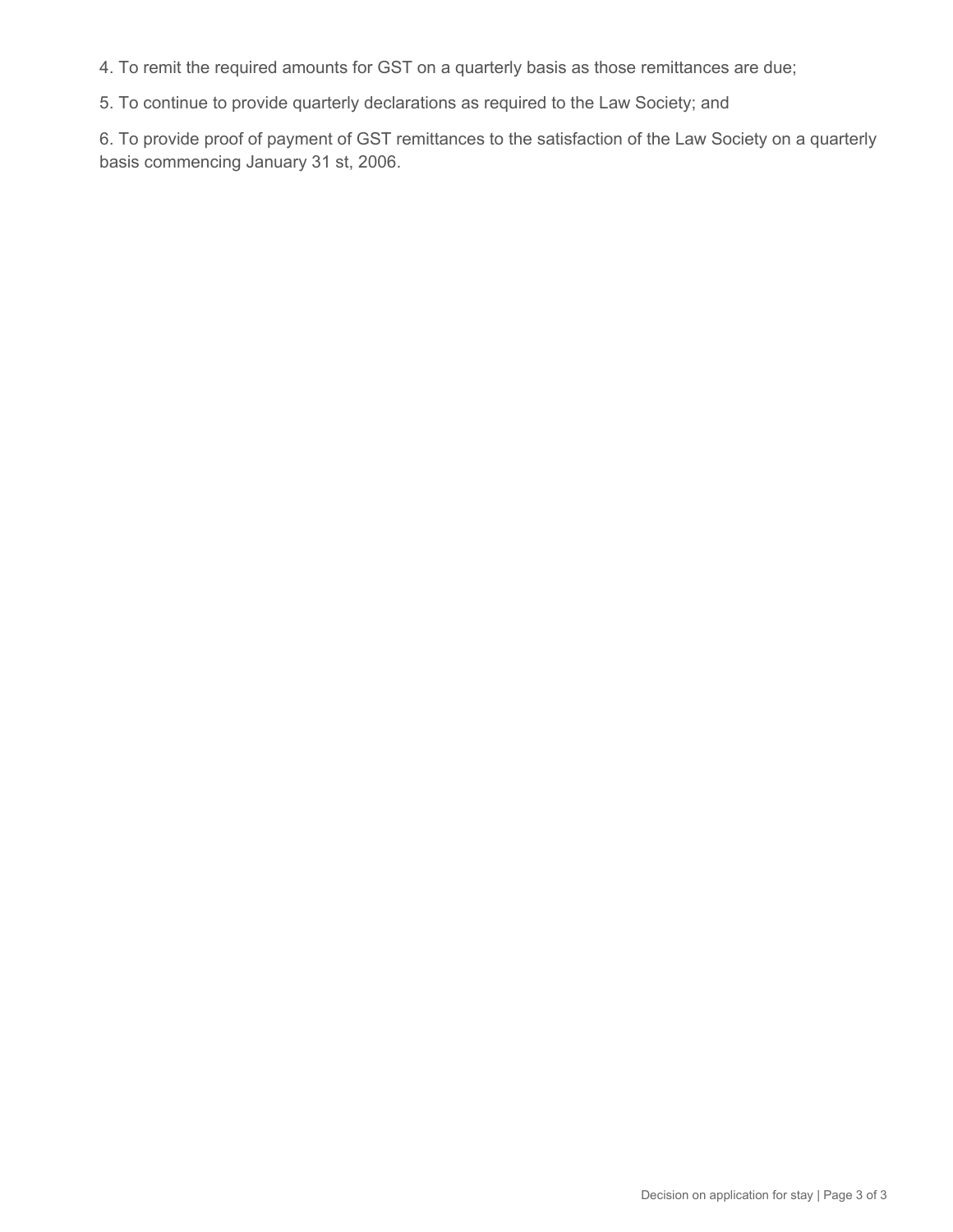4. To remit the required amounts for GST on a quarterly basis as those remittances are due;

5. To continue to provide quarterly declarations as required to the Law Society; and

6. To provide proof of payment of GST remittances to the satisfaction of the Law Society on a quarterly basis commencing January 31 st, 2006.